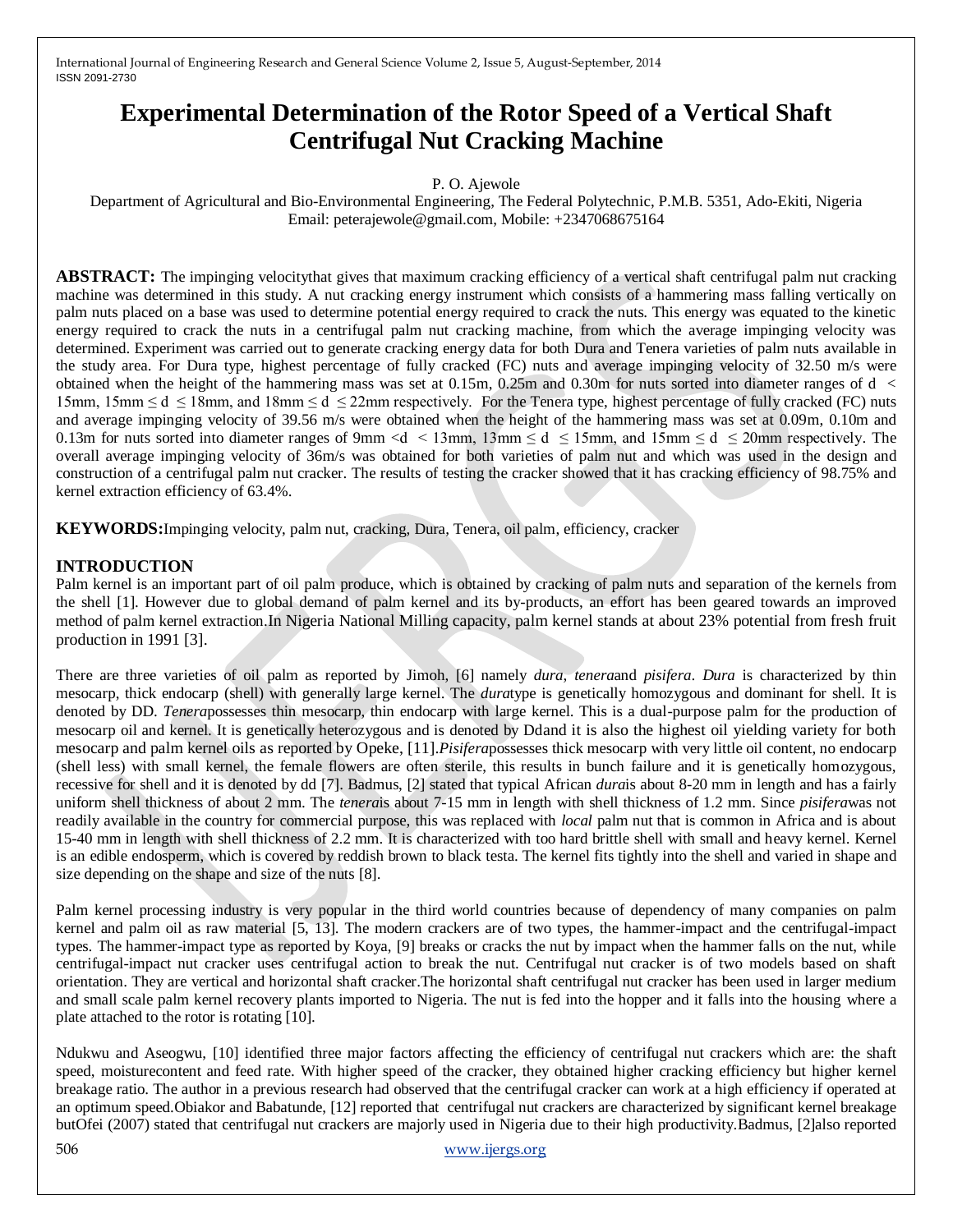# Experimental Determination of the Rotor Speed of a Vertical Shaft Centrifugal Nut Cracking Machine

P. O. Ajewole

Department of Agricultural and Bio-Environmental Engineering, The Federal Polytechnic, P.M.B. 5351, Ado-Ekiti, Nigeria
Email: peterajewole@gmail.com, Mobile: +2347068675164

**ABSTRACT:** The impinging velocitythat gives that maximum cracking efficiency of a vertical shaft centrifugal palm nut cracking machine was determined in this study. A nut cracking energy instrument which consists of a hammering mass falling vertically on palm nuts placed on a base was used to determine potential energy required to crack the nuts. This energy was equated to the kinetic energy required to crack the nuts in a centrifugal palm nut cracking machine, from which the average impinging velocity was determined. Experiment was carried out to generate cracking energy data for both Dura and Tenera varieties of palm nuts available in the study area. For Dura type, highest percentage of fully cracked (FC) nuts and average impinging velocity of 32.50 m/s were obtained when the height of the hammering mass was set at 0.15m, 0.25m and 0.30m for nuts sorted into diameter ranges of $d < 15mm$, $15mm \leq d \leq 18mm$, and $18mm \leq d \leq 22mm$ respectively. For the Tenera type, highest percentage of fully cracked (FC) nuts and average impinging velocity of 39.56 m/s were obtained when the height of the hammering mass was set at 0.09m, 0.10m and 0.13m for nuts sorted into diameter ranges of $9mm < d < 13mm$, $13mm \leq d \leq 15mm$, and $15mm \leq d \leq 20mm$ respectively. The overall average impinging velocity of 36m/s was obtained for both varieties of palm nut and which was used in the design and construction of a centrifugal palm nut cracker. The results of testing the cracker showed that it has cracking efficiency of 98.75% and kernel extraction efficiency of 63.4%.

**KEYWORDS:**Impinging velocity, palm nut, cracking, Dura, Tenera, oil palm, efficiency, cracker

## INTRODUCTION

Palm kernel is an important part of oil palm produce, which is obtained by cracking of palm nuts and separation of the kernels from the shell [1]. However due to global demand of palm kernel and its by-products, an effort has been geared towards an improved method of palm kernel extraction.In Nigeria National Milling capacity, palm kernel stands at about 23% potential from fresh fruit production in 1991 [3].

There are three varieties of oil palm as reported by Jimoh, [6] namely *dura*, *tenera*and *pisifera*. *Dura* is characterized by thin mesocarp, thick endocarp (shell) with generally large kernel. The *dura*type is genetically homozygous and dominant for shell. It is denoted by DD. *Tenera*possesses thin mesocarp, thin endocarp with large kernel. This is a dual-purpose palm for the production of mesocarp oil and kernel. It is genetically heterozygous and is denoted by Ddand it is also the highest oil yielding variety for both mesocarp and palm kernel oils as reported by Opeke, [11].*Pisifera*possesses thick mesocarp with very little oil content, no endocarp (shell less) with small kernel, the female flowers are often sterile, this results in bunch failure and it is genetically homozygous, recessive for shell and it is denoted by dd [7]. Badmus, [2] stated that typical African *dura*is about 8-20 mm in length and has a fairly uniform shell thickness of about 2 mm. The *tenera*is about 7-15 mm in length with shell thickness of 1.2 mm. Since *pisifera*was not readily available in the country for commercial purpose, this was replaced with *local* palm nut that is common in Africa and is about 15-40 mm in length with shell thickness of 2.2 mm. It is characterized with too hard brittle shell with small and heavy kernel. Kernel is an edible endosperm, which is covered by reddish brown to black testa. The kernel fits tightly into the shell and varied in shape and size depending on the shape and size of the nuts [8].

Palm kernel processing industry is very popular in the third world countries because of dependency of many companies on palm kernel and palm oil as raw material [5, 13]. The modern crackers are of two types, the hammer-impact and the centrifugal-impact types. The hammer-impact type as reported by Koya, [9] breaks or cracks the nut by impact when the hammer falls on the nut, while centrifugal-impact nut cracker uses centrifugal action to break the nut. Centrifugal nut cracker is of two models based on shaft orientation. They are vertical and horizontal shaft cracker.The horizontal shaft centrifugal nut cracker has been used in larger medium and small scale palm kernel recovery plants imported to Nigeria. The nut is fed into the hopper and it falls into the housing where a plate attached to the rotor is rotating [10].

Ndukwu and Aseogwu, [10] identified three major factors affecting the efficiency of centrifugal nut crackers which are: the shaft speed, moisturecontent and feed rate. With higher speed of the cracker, they obtained higher cracking efficiency but higher kernel breakage ratio. The author in a previous research had observed that the centrifugal cracker can work at a high efficiency if operated at an optimum speed.Obiakor and Babatunde, [12] reported that centrifugal nut crackers are characterized by significant kernel breakage butOfei (2007) stated that centrifugal nut crackers are majorly used in Nigeria due to their high productivity.Badmus, [2]also reported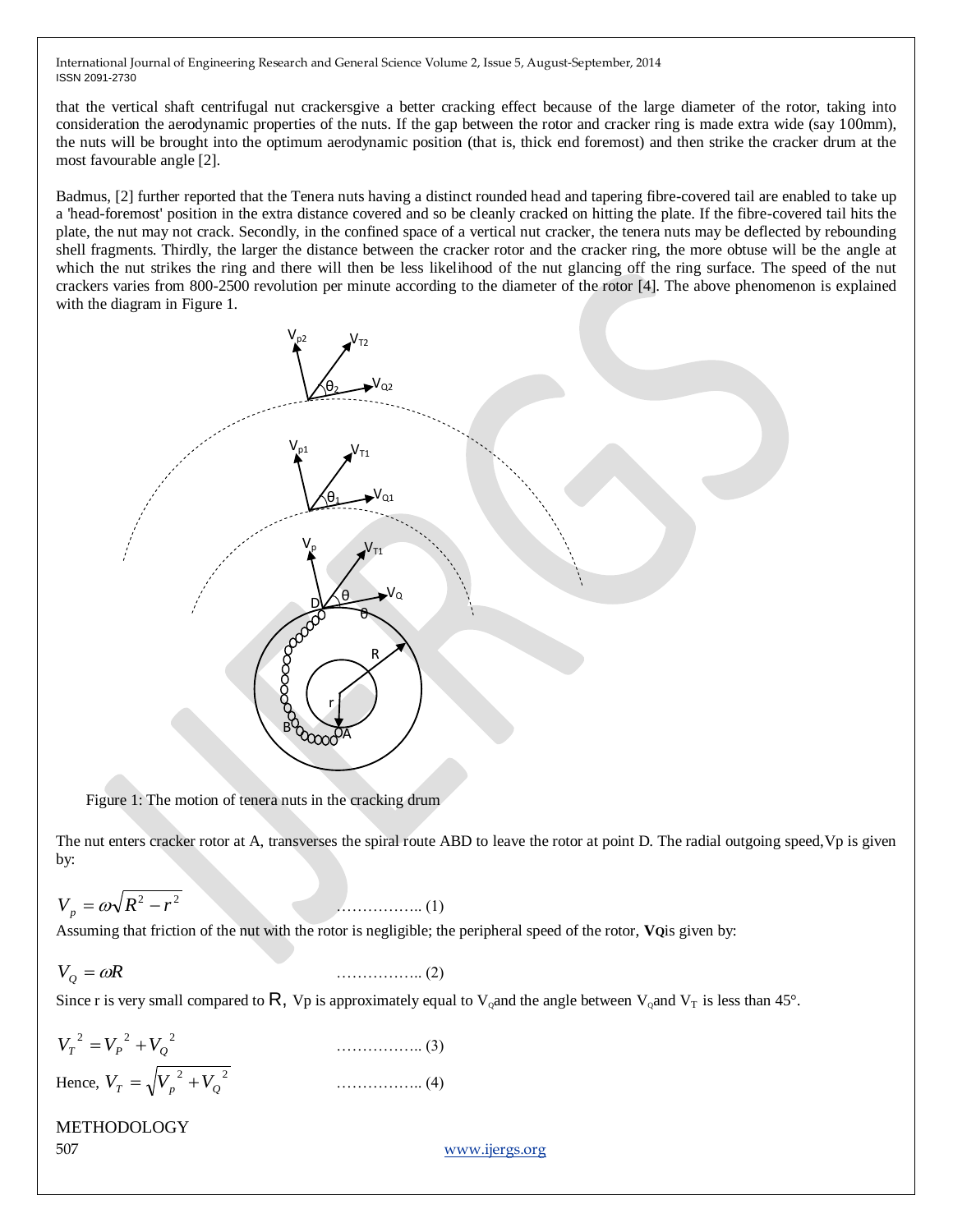that the vertical shaft centrifugal nut crackersgive a better cracking effect because of the large diameter of the rotor, taking into consideration the aerodynamic properties of the nuts. If the gap between the rotor and cracker ring is made extra wide (say 100mm), the nuts will be brought into the optimum aerodynamic position (that is, thick end foremost) and then strike the cracker drum at the most favourable angle [2].

Badmus, [2] further reported that the Tenera nuts having a distinct rounded head and tapering fibre-covered tail are enabled to take up a 'head-foremost' position in the extra distance covered and so be cleanly cracked on hitting the plate. If the fibre-covered tail hits the plate, the nut may not crack. Secondly, in the confined space of a vertical nut cracker, the tenera nuts may be deflected by rebounding shell fragments. Thirdly, the larger the distance between the cracker rotor and the cracker ring, the more obtuse will be the angle at which the nut strikes the ring and there will then be less likelihood of the nut glancing off the ring surface. The speed of the nut crackers varies from 800-2500 revolution per minute according to the diameter of the rotor [4]. The above phenomenon is explained with the diagram in Figure 1.

Figure 1: The motion of tenera nuts in the cracking drum

The nut enters cracker rotor at A, transverses the spiral route ABD to leave the rotor at point D. The radial outgoing speed,Vp is given by:

$$V_p = \omega\sqrt{R^2 - r^2} \qquad \text{……………..} (1)$$

Assuming that friction of the nut with the rotor is negligible; the peripheral speed of the rotor, **VQ**is given by:

$$V_Q = \omega R \qquad \text{……………..} (2)$$

Since r is very small compared to R, Vp is approximately equal to $V_Q$and the angle between $V_Q$and $V_T$ is less than 45°.

$$V_T^{\,2} = V_P^{\,2} + V_Q^{\,2} \qquad \text{……………..} (3)$$

Hence, $V_T = \sqrt{V_p^{\,2} + V_Q^{\,2}}$ ……………..(4)

METHODOLOGY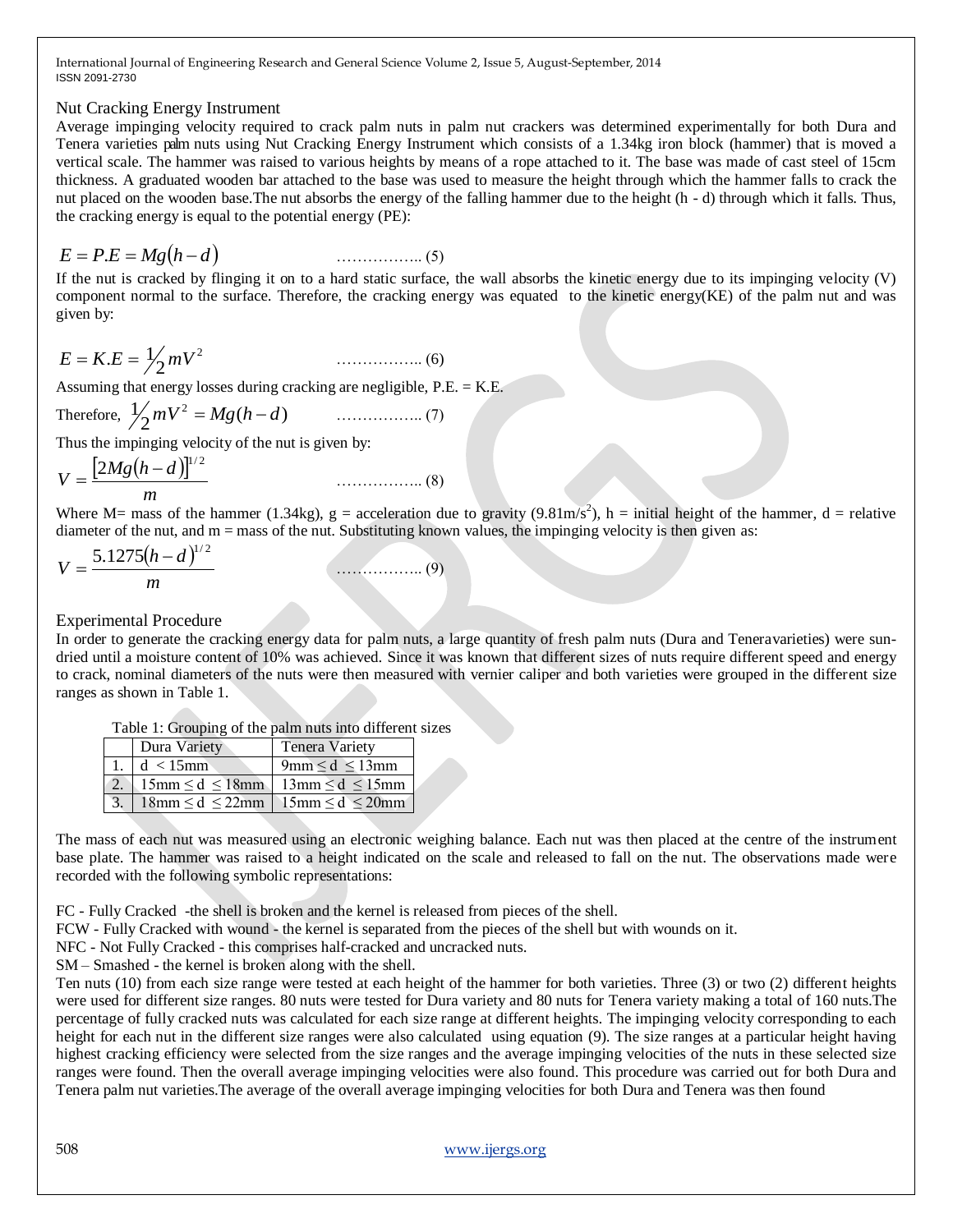## Nut Cracking Energy Instrument

Average impinging velocity required to crack palm nuts in palm nut crackers was determined experimentally for both Dura and Tenera varieties palm nuts using Nut Cracking Energy Instrument which consists of a 1.34kg iron block (hammer) that is moved a vertical scale. The hammer was raised to various heights by means of a rope attached to it. The base was made of cast steel of 15cm thickness. A graduated wooden bar attached to the base was used to measure the height through which the hammer falls to crack the nut placed on the wooden base.The nut absorbs the energy of the falling hammer due to the height (h - d) through which it falls. Thus, the cracking energy is equal to the potential energy (PE):

$$E = P.E = Mg(h-d) \quad \text{…………….. (5)}$$

If the nut is cracked by flinging it on to a hard static surface, the wall absorbs the kinetic energy due to its impinging velocity (V) component normal to the surface. Therefore, the cracking energy was equated to the kinetic energy(KE) of the palm nut and was given by:

$$E = K.E = \frac{1}{2} mV^2 \quad \text{…………….. (6)}$$

Assuming that energy losses during cracking are negligible, P.E. = K.E.

Therefore, $\frac{1}{2} mV^2 = Mg(h-d)$ …………….. (7)

Thus the impinging velocity of the nut is given by:

$$V = \frac{[2Mg(h-d)]^{1/2}}{m} \quad \text{…………….. (8)}$$

Where M= mass of the hammer (1.34kg), g = acceleration due to gravity (9.81m/s$^2$), h = initial height of the hammer, d = relative diameter of the nut, and m = mass of the nut. Substituting known values, the impinging velocity is then given as:

$$V = \frac{5.1275(h-d)^{1/2}}{m} \quad \text{…………….. (9)}$$

## Experimental Procedure

In order to generate the cracking energy data for palm nuts, a large quantity of fresh palm nuts (Dura and Teneravarieties) were sun-dried until a moisture content of 10% was achieved. Since it was known that different sizes of nuts require different speed and energy to crack, nominal diameters of the nuts were then measured with vernier caliper and both varieties were grouped in the different size ranges as shown in Table 1.

Table 1: Grouping of the palm nuts into different sizes

| | Dura Variety | Tenera Variety |
|---|---|---|
| 1. | d < 15mm | 9mm ≤ d ≤ 13mm |
| 2. | 15mm ≤ d ≤ 18mm | 13mm ≤ d ≤ 15mm |
| 3. | 18mm ≤ d ≤ 22mm | 15mm ≤ d ≤ 20mm |

The mass of each nut was measured using an electronic weighing balance. Each nut was then placed at the centre of the instrument base plate. The hammer was raised to a height indicated on the scale and released to fall on the nut. The observations made were recorded with the following symbolic representations:

FC - Fully Cracked -the shell is broken and the kernel is released from pieces of the shell.
FCW - Fully Cracked with wound - the kernel is separated from the pieces of the shell but with wounds on it.
NFC - Not Fully Cracked - this comprises half-cracked and uncracked nuts.
SM – Smashed - the kernel is broken along with the shell.
Ten nuts (10) from each size range were tested at each height of the hammer for both varieties. Three (3) or two (2) different heights were used for different size ranges. 80 nuts were tested for Dura variety and 80 nuts for Tenera variety making a total of 160 nuts.The percentage of fully cracked nuts was calculated for each size range at different heights. The impinging velocity corresponding to each height for each nut in the different size ranges were also calculated using equation (9). The size ranges at a particular height having highest cracking efficiency were selected from the size ranges and the average impinging velocities of the nuts in these selected size ranges were found. Then the overall average impinging velocities were also found. This procedure was carried out for both Dura and Tenera palm nut varieties.The average of the overall average impinging velocities for both Dura and Tenera was then found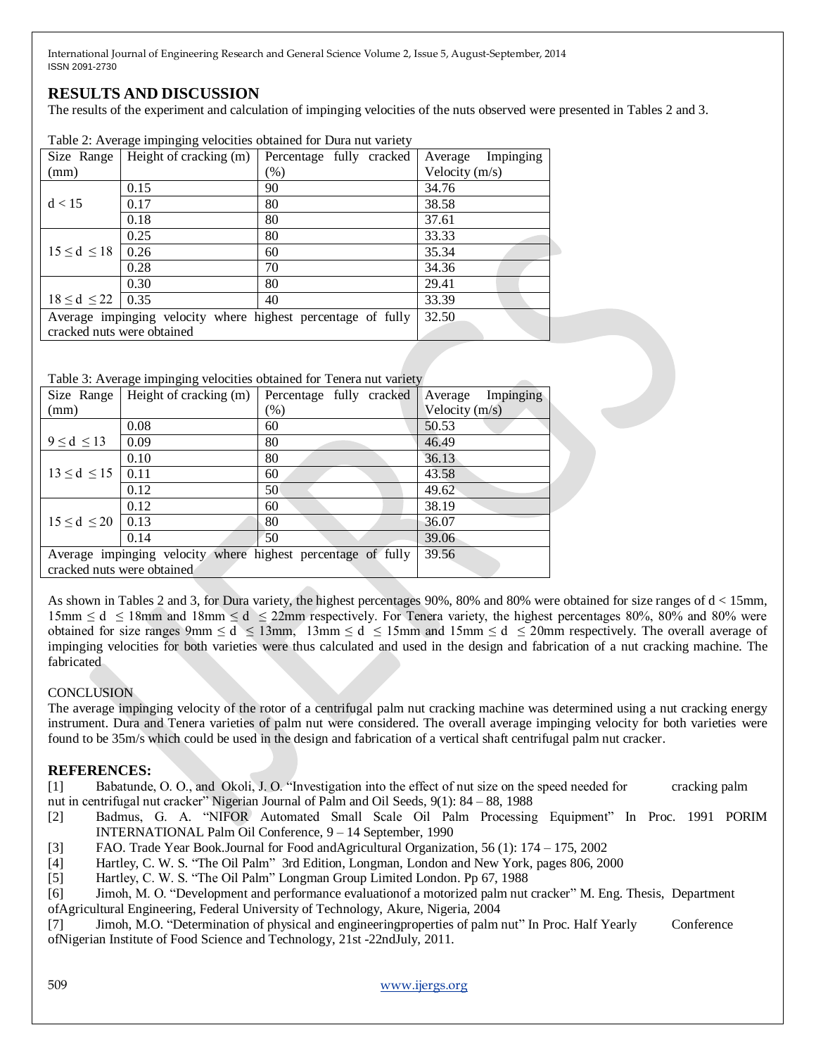## RESULTS AND DISCUSSION

The results of the experiment and calculation of impinging velocities of the nuts observed were presented in Tables 2 and 3.

Table 2: Average impinging velocities obtained for Dura nut variety

| Size Range (mm) | Height of cracking (m) | Percentage fully cracked (%) | Average Impinging Velocity (m/s) |
|---|---|---|---|
| d < 15 | 0.15 | 90 | 34.76 |
| | 0.17 | 80 | 38.58 |
| | 0.18 | 80 | 37.61 |
| 15 ≤ d ≤ 18 | 0.25 | 80 | 33.33 |
| | 0.26 | 60 | 35.34 |
| | 0.28 | 70 | 34.36 |
| 18 ≤ d ≤ 22 | 0.30 | 80 | 29.41 |
| | 0.35 | 40 | 33.39 |
| Average impinging velocity where highest percentage of fully cracked nuts were obtained | | | 32.50 |

Table 3: Average impinging velocities obtained for Tenera nut variety

| Size Range (mm) | Height of cracking (m) | Percentage fully cracked (%) | Average Impinging Velocity (m/s) |
|---|---|---|---|
| 9 ≤ d ≤ 13 | 0.08 | 60 | 50.53 |
| | 0.09 | 80 | 46.49 |
| 13 ≤ d ≤ 15 | 0.10 | 80 | 36.13 |
| | 0.11 | 60 | 43.58 |
| | 0.12 | 50 | 49.62 |
| 15 ≤ d ≤ 20 | 0.12 | 60 | 38.19 |
| | 0.13 | 80 | 36.07 |
| | 0.14 | 50 | 39.06 |
| Average impinging velocity where highest percentage of fully cracked nuts were obtained | | | 39.56 |

As shown in Tables 2 and 3, for Dura variety, the highest percentages 90%, 80% and 80% were obtained for size ranges of d < 15mm, 15mm ≤ d ≤ 18mm and 18mm ≤ d ≤ 22mm respectively. For Tenera variety, the highest percentages 80%, 80% and 80% were obtained for size ranges 9mm ≤ d ≤ 13mm, 13mm ≤ d ≤ 15mm and 15mm ≤ d ≤ 20mm respectively. The overall average of impinging velocities for both varieties were thus calculated and used in the design and fabrication of a nut cracking machine. The fabricated

## CONCLUSION

The average impinging velocity of the rotor of a centrifugal palm nut cracking machine was determined using a nut cracking energy instrument. Dura and Tenera varieties of palm nut were considered. The overall average impinging velocity for both varieties were found to be 35m/s which could be used in the design and fabrication of a vertical shaft centrifugal palm nut cracker.

## REFERENCES:

[1] Babatunde, O. O., and Okoli, J. O. "Investigation into the effect of nut size on the speed needed for cracking palm nut in centrifugal nut cracker" Nigerian Journal of Palm and Oil Seeds, 9(1): 84 – 88, 1988

[2] Badmus, G. A. "NIFOR Automated Small Scale Oil Palm Processing Equipment" In Proc. 1991 PORIM INTERNATIONAL Palm Oil Conference, 9 – 14 September, 1990

[3] FAO. Trade Year Book.Journal for Food andAgricultural Organization, 56 (1): 174 – 175, 2002

[4] Hartley, C. W. S. "The Oil Palm" 3rd Edition, Longman, London and New York, pages 806, 2000

[5] Hartley, C. W. S. "The Oil Palm" Longman Group Limited London. Pp 67, 1988

[6] Jimoh, M. O. "Development and performance evaluationof a motorized palm nut cracker" M. Eng. Thesis, Department ofAgricultural Engineering, Federal University of Technology, Akure, Nigeria, 2004

[7] Jimoh, M.O. "Determination of physical and engineeringproperties of palm nut" In Proc. Half Yearly Conference ofNigerian Institute of Food Science and Technology, 21st -22ndJuly, 2011.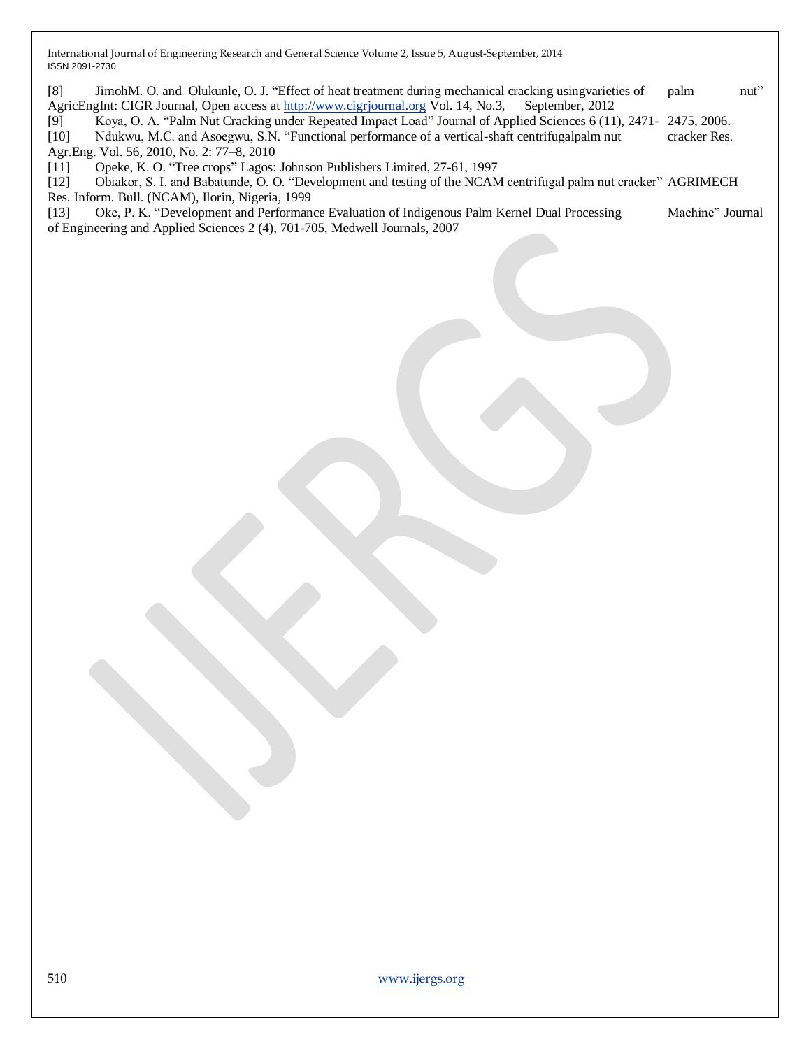[8] JimohM. O. and Olukunle, O. J. "Effect of heat treatment during mechanical cracking usingvarieties of palm nut" AgricEngInt: CIGR Journal, Open access at http://www.cigrjournal.org Vol. 14, No.3, September, 2012

[9] Koya, O. A. "Palm Nut Cracking under Repeated Impact Load" Journal of Applied Sciences 6 (11), 2471- 2475, 2006.

[10] Ndukwu, M.C. and Asoegwu, S.N. "Functional performance of a vertical-shaft centrifugalpalm nut cracker Res. Agr.Eng. Vol. 56, 2010, No. 2: 77–8, 2010

[11] Opeke, K. O. "Tree crops" Lagos: Johnson Publishers Limited, 27-61, 1997

[12] Obiakor, S. I. and Babatunde, O. O. "Development and testing of the NCAM centrifugal palm nut cracker" AGRIMECH Res. Inform. Bull. (NCAM), Ilorin, Nigeria, 1999

[13] Oke, P. K. "Development and Performance Evaluation of Indigenous Palm Kernel Dual Processing Machine" Journal of Engineering and Applied Sciences 2 (4), 701-705, Medwell Journals, 2007